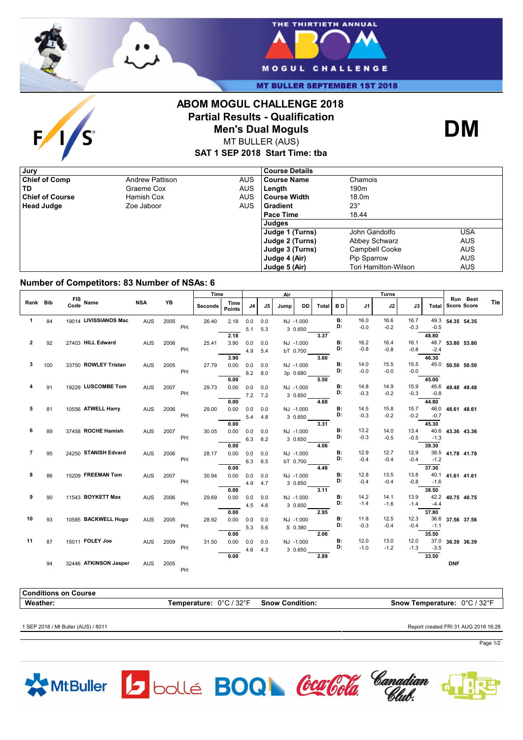# ABOM MOGUL CHALLENGE 2018

## Partial Results - Qualification

## Men's Dual Moguls

MT BULLER (AUS)

**SAT 1 SEP 2018 Start Time: tba**

**DM**

| Jury | | |
|---|---|---|
| Chief of Comp | Andrew Pattison | AUS |
| TD | Graeme Cox | AUS |
| Chief of Course | Hamish Cox | AUS |
| Head Judge | Zoe Jaboor | AUS |

| Course Details | | |
|---|---|---|
| Course Name | Chamois | |
| Length | 190m | |
| Course Width | 18.0m | |
| Gradient | 23° | |
| Pace Time | 18.44 | |
| **Judges** | | |
| Judge 1 (Turns) | John Gandolfo | USA |
| Judge 2 (Turns) | Abbey Schwarz | AUS |
| Judge 3 (Turns) | Campbell Cooke | AUS |
| Judge 4 (Air) | Pip Sparrow | AUS |
| Judge 5 (Air) | Tori Hamilton-Wilson | AUS |

## Number of Competitors: 83 Number of NSAs: 6

| Rank | Bib | FIS Code | Name | NSA | YB | | Time Seconds | Time Points | Air J4 | Air J5 | Air Jump | Air DD | Air Total | BD | Turns J1 | Turns J2 | Turns J3 | Turns Total | Run Score | Best Score | Tie |
|---|---|---|---|---|---|---|---|---|---|---|---|---|---|---|---|---|---|---|---|---|---|
| 1 | 84 | 19014 | LIVISSIANOS Mac | AUS | 2005 | PH: | 26.40 | 2.18 | 0.0 / 5.1 | 0.0 / 5.3 | NJ / 3 | -1.000 / 0.650 | 3.37 | B: / D: | 16.0 / -0.0 | 16.6 / -0.2 | 16.7 / -0.3 | 49.3 / -0.5 / 48.80 | 54.35 | 54.35 | |
| | | | | | | | | 2.18 | | | | | | | | | | | | | |
| 2 | 92 | 27403 | HILL Edward | AUS | 2006 | PH: | 25.41 | 3.90 | 0.0 / 4.9 | 0.0 / 5.4 | NJ / bT | -1.000 / 0.700 | 3.60 | B: / D: | 16.2 / -0.8 | 16.4 / -0.8 | 16.1 / -0.8 | 48.7 / -2.4 / 46.30 | 53.80 | 53.80 | |
| | | | | | | | | 3.90 | | | | | | | | | | | | | |
| 3 | 100 | 33750 | ROWLEY Tristan | AUS | 2005 | PH: | 27.79 | 0.00 | 0.0 / 8.2 | 0.0 / 8.0 | NJ / 3p | -1.000 / 0.680 | 5.50 | B: / D: | 14.0 / -0.0 | 15.5 / -0.0 | 15.5 / -0.0 | 45.0 / 45.00 | 50.50 | 50.50 | |
| | | | | | | | | 0.00 | | | | | | | | | | | | | |
| 4 | 91 | 19229 | LUSCOMBE Tom | AUS | 2007 | PH: | 29.73 | 0.00 | 0.0 / 7.2 | 0.0 / 7.2 | NJ / 3 | -1.000 / 0.650 | 4.68 | B: / D: | 14.8 / -0.3 | 14.9 / -0.2 | 15.9 / -0.3 | 45.6 / -0.8 / 44.80 | 49.48 | 49.48 | |
| | | | | | | | | 0.00 | | | | | | | | | | | | | |
| 5 | 81 | 10556 | ATWELL Harry | AUS | 2006 | PH: | 29.00 | 0.00 | 0.0 / 5.4 | 0.0 / 4.8 | NJ / 3 | -1.000 / 0.650 | 3.31 | B: / D: | 14.5 / -0.3 | 15.8 / -0.2 | 15.7 / -0.2 | 46.0 / -0.7 / 45.30 | 48.61 | 48.61 | |
| | | | | | | | | 0.00 | | | | | | | | | | | | | |
| 6 | 89 | 37458 | ROCHE Hamish | AUS | 2007 | PH: | 30.05 | 0.00 | 0.0 / 6.3 | 0.0 / 6.2 | NJ / 3 | -1.000 / 0.650 | 4.06 | B: / D: | 13.2 / -0.3 | 14.0 / -0.5 | 13.4 / -0.5 | 40.6 / -1.3 / 39.30 | 43.36 | 43.36 | |
| | | | | | | | | 0.00 | | | | | | | | | | | | | |
| 7 | 95 | 24250 | STANISH Edvard | AUS | 2006 | PH: | 28.17 | 0.00 | 0.0 / 6.3 | 0.0 / 6.5 | NJ / bT | -1.000 / 0.700 | 4.48 | B: / D: | 12.9 / -0.4 | 12.7 / -0.4 | 12.9 / -0.4 | 38.5 / -1.2 / 37.30 | 41.78 | 41.78 | |
| | | | | | | | | 0.00 | | | | | | | | | | | | | |
| 8 | 86 | 15209 | FREEMAN Tom | AUS | 2007 | PH: | 30.94 | 0.00 | 0.0 / 4.9 | 0.0 / 4.7 | NJ / 3 | -1.000 / 0.650 | 3.11 | B: / D: | 12.8 / -0.4 | 13.5 / -0.4 | 13.8 / -0.8 | 40.1 / -1.6 / 38.50 | 41.61 | 41.61 | |
| | | | | | | | | 0.00 | | | | | | | | | | | | | |
| 9 | 90 | 11543 | BOYKETT Max | AUS | 2006 | PH: | 29.69 | 0.00 | 0.0 / 4.5 | 0.0 / 4.6 | NJ / 3 | -1.000 / 0.650 | 2.95 | B: / D: | 14.2 / -1.4 | 14.1 / -1.6 | 13.9 / -1.4 | 42.2 / -4.4 / 37.80 | 40.75 | 40.75 | |
| | | | | | | | | 0.00 | | | | | | | | | | | | | |
| 10 | 93 | 10585 | BACKWELL Hugo | AUS | 2005 | PH: | 28.92 | 0.00 | 0.0 / 5.3 | 0.0 / 5.6 | NJ / S | -1.000 / 0.380 | 2.06 | B: / D: | 11.8 / -0.3 | 12.5 / -0.4 | 12.3 / -0.4 | 36.6 / -1.1 / 35.50 | 37.56 | 37.56 | |
| | | | | | | | | 0.00 | | | | | | | | | | | | | |
| 11 | 87 | 15011 | FOLEY Joe | AUS | 2009 | PH: | 31.50 | 0.00 | 0.0 / 4.6 | 0.0 / 4.3 | NJ / 3 | -1.000 / 0.650 | 2.89 | B: / D: | 12.0 / -1.0 | 13.0 / -1.2 | 12.0 / -1.3 | 37.0 / -3.5 / 33.50 | 36.39 | 36.39 | |
| | | | | | | | | 0.00 | | | | | | | | | | | | | |
| | 94 | 32446 | ATKINSON Jasper | AUS | 2005 | PH: | | | | | | | | | | | | | DNF | | |

| Conditions on Course | | | |
|---|---|---|---|
| Weather: | Temperature: 0°C / 32°F | Snow Condition: | Snow Temperature: 0°C / 32°F |

1 SEP 2018 / Mt Buller (AUS) / 8011

Report created FRI 31 AUG 2018 16:28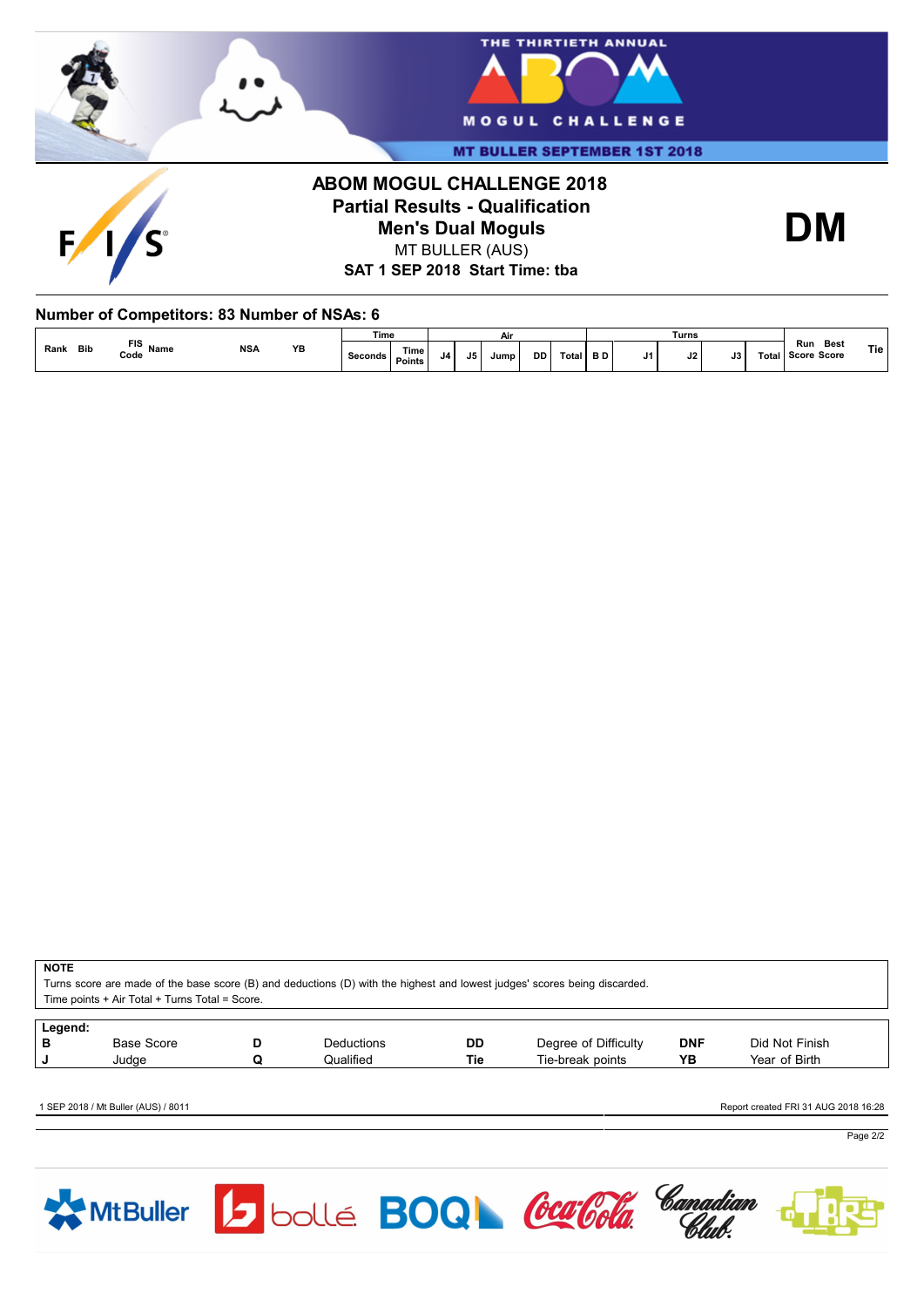# ABOM MOGUL CHALLENGE 2018

## Partial Results - Qualification

## Men's Dual Moguls

MT BULLER (AUS)

**SAT 1 SEP 2018 Start Time: tba**

**DM**

**Number of Competitors: 83 Number of NSAs: 6**

| Rank | Bib | FIS Code | Name | NSA | YB | Time | | Air | | | | | Turns | | | | | Run Score | Best Score | Tie |
|---|---|---|---|---|---|---|---|---|---|---|---|---|---|---|---|---|---|---|---|---|
| | | | | | | Seconds | Time Points | J4 | J5 | Jump | DD | Total | B D | J1 | J2 | J3 | Total | | | |

**NOTE**

Turns score are made of the base score (B) and deductions (D) with the highest and lowest judges' scores being discarded.
Time points + Air Total + Turns Total = Score.

**Legend:**

| | | | | | | | |
|---|---|---|---|---|---|---|---|
| **B** | Base Score | **D** | Deductions | **DD** | Degree of Difficulty | **DNF** | Did Not Finish |
| **J** | Judge | **Q** | Qualified | **Tie** | Tie-break points | **YB** | Year of Birth |

1 SEP 2018 / Mt Buller (AUS) / 8011

Report created FRI 31 AUG 2018 16:28